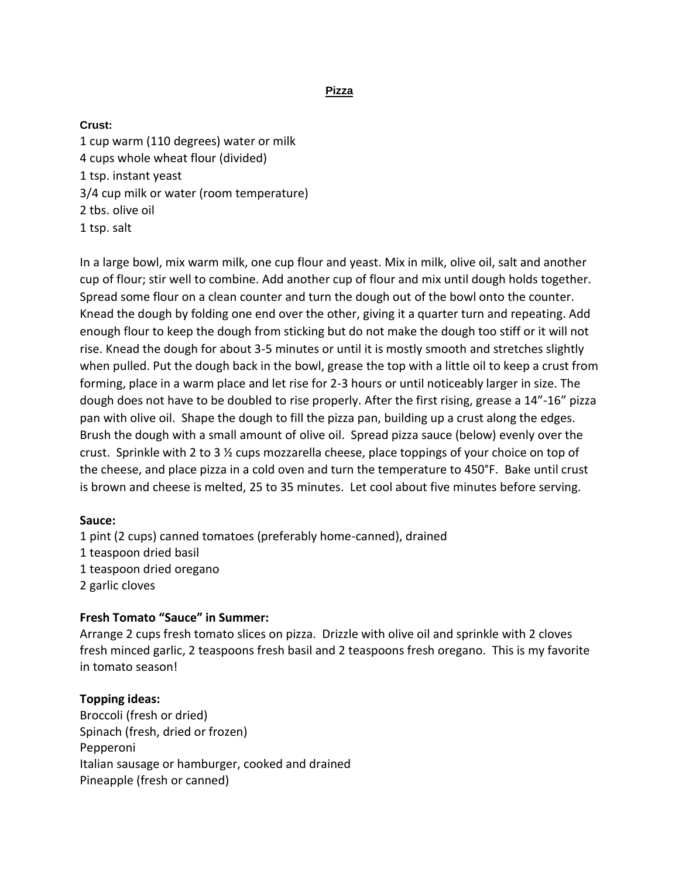# Pizza

**Crust:**

1 cup warm (110 degrees) water or milk
4 cups whole wheat flour (divided)
1 tsp. instant yeast
3/4 cup milk or water (room temperature)
2 tbs. olive oil
1 tsp. salt

In a large bowl, mix warm milk, one cup flour and yeast. Mix in milk, olive oil, salt and another cup of flour; stir well to combine. Add another cup of flour and mix until dough holds together. Spread some flour on a clean counter and turn the dough out of the bowl onto the counter. Knead the dough by folding one end over the other, giving it a quarter turn and repeating. Add enough flour to keep the dough from sticking but do not make the dough too stiff or it will not rise. Knead the dough for about 3-5 minutes or until it is mostly smooth and stretches slightly when pulled. Put the dough back in the bowl, grease the top with a little oil to keep a crust from forming, place in a warm place and let rise for 2-3 hours or until noticeably larger in size. The dough does not have to be doubled to rise properly. After the first rising, grease a 14"-16" pizza pan with olive oil. Shape the dough to fill the pizza pan, building up a crust along the edges. Brush the dough with a small amount of olive oil. Spread pizza sauce (below) evenly over the crust. Sprinkle with 2 to 3 ½ cups mozzarella cheese, place toppings of your choice on top of the cheese, and place pizza in a cold oven and turn the temperature to 450°F. Bake until crust is brown and cheese is melted, 25 to 35 minutes. Let cool about five minutes before serving.

**Sauce:**

1 pint (2 cups) canned tomatoes (preferably home-canned), drained
1 teaspoon dried basil
1 teaspoon dried oregano
2 garlic cloves

**Fresh Tomato "Sauce" in Summer:**

Arrange 2 cups fresh tomato slices on pizza. Drizzle with olive oil and sprinkle with 2 cloves fresh minced garlic, 2 teaspoons fresh basil and 2 teaspoons fresh oregano. This is my favorite in tomato season!

**Topping ideas:**

Broccoli (fresh or dried)
Spinach (fresh, dried or frozen)
Pepperoni
Italian sausage or hamburger, cooked and drained
Pineapple (fresh or canned)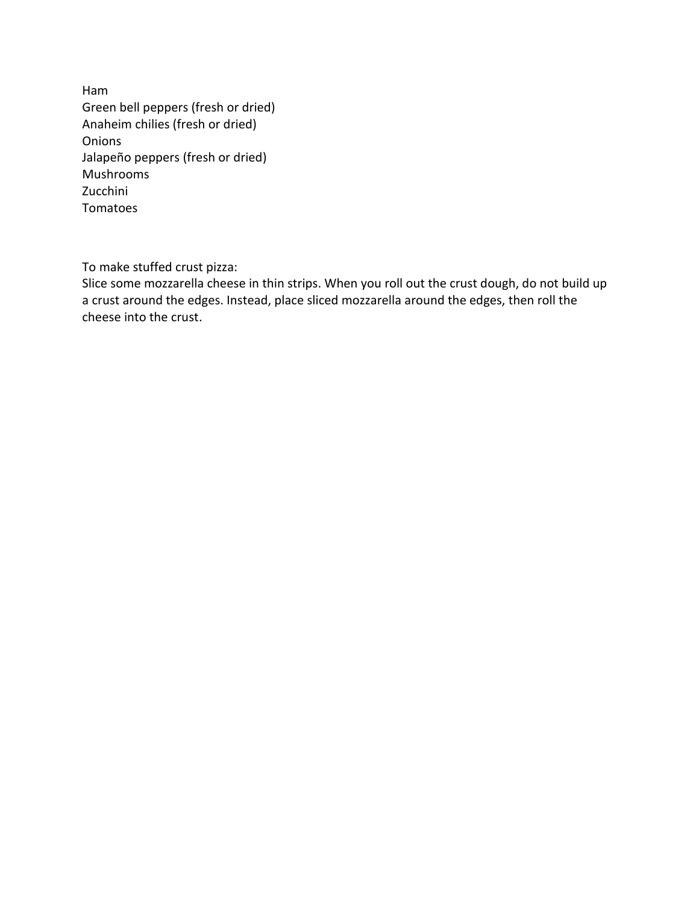Ham
Green bell peppers (fresh or dried)
Anaheim chilies (fresh or dried)
Onions
Jalapeño peppers (fresh or dried)
Mushrooms
Zucchini
Tomatoes

To make stuffed crust pizza:
Slice some mozzarella cheese in thin strips. When you roll out the crust dough, do not build up a crust around the edges. Instead, place sliced mozzarella around the edges, then roll the cheese into the crust.